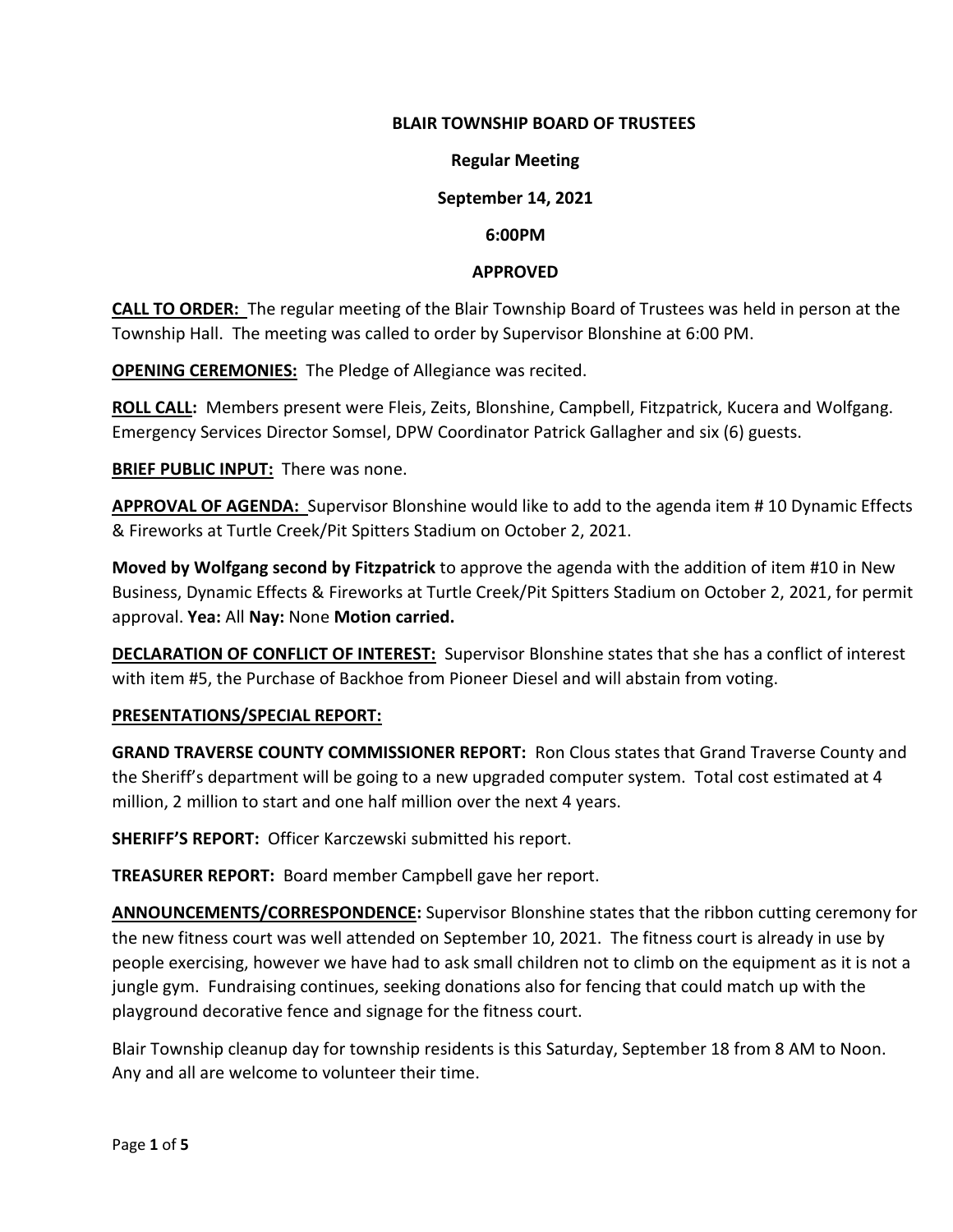**BLAIR TOWNSHIP BOARD OF TRUSTEES**

**Regular Meeting**

**September 14, 2021**

**6:00PM**

**APPROVED**

**CALL TO ORDER:** The regular meeting of the Blair Township Board of Trustees was held in person at the Township Hall. The meeting was called to order by Supervisor Blonshine at 6:00 PM.

**OPENING CEREMONIES:** The Pledge of Allegiance was recited.

**ROLL CALL:** Members present were Fleis, Zeits, Blonshine, Campbell, Fitzpatrick, Kucera and Wolfgang. Emergency Services Director Somsel, DPW Coordinator Patrick Gallagher and six (6) guests.

**BRIEF PUBLIC INPUT:** There was none.

**APPROVAL OF AGENDA:** Supervisor Blonshine would like to add to the agenda item # 10 Dynamic Effects & Fireworks at Turtle Creek/Pit Spitters Stadium on October 2, 2021.

**Moved by Wolfgang second by Fitzpatrick** to approve the agenda with the addition of item #10 in New Business, Dynamic Effects & Fireworks at Turtle Creek/Pit Spitters Stadium on October 2, 2021, for permit approval. **Yea:** All **Nay:** None **Motion carried.**

**DECLARATION OF CONFLICT OF INTEREST:** Supervisor Blonshine states that she has a conflict of interest with item #5, the Purchase of Backhoe from Pioneer Diesel and will abstain from voting.

**PRESENTATIONS/SPECIAL REPORT:**

**GRAND TRAVERSE COUNTY COMMISSIONER REPORT:** Ron Clous states that Grand Traverse County and the Sheriff's department will be going to a new upgraded computer system. Total cost estimated at 4 million, 2 million to start and one half million over the next 4 years.

**SHERIFF'S REPORT:** Officer Karczewski submitted his report.

**TREASURER REPORT:** Board member Campbell gave her report.

**ANNOUNCEMENTS/CORRESPONDENCE:** Supervisor Blonshine states that the ribbon cutting ceremony for the new fitness court was well attended on September 10, 2021. The fitness court is already in use by people exercising, however we have had to ask small children not to climb on the equipment as it is not a jungle gym. Fundraising continues, seeking donations also for fencing that could match up with the playground decorative fence and signage for the fitness court.

Blair Township cleanup day for township residents is this Saturday, September 18 from 8 AM to Noon. Any and all are welcome to volunteer their time.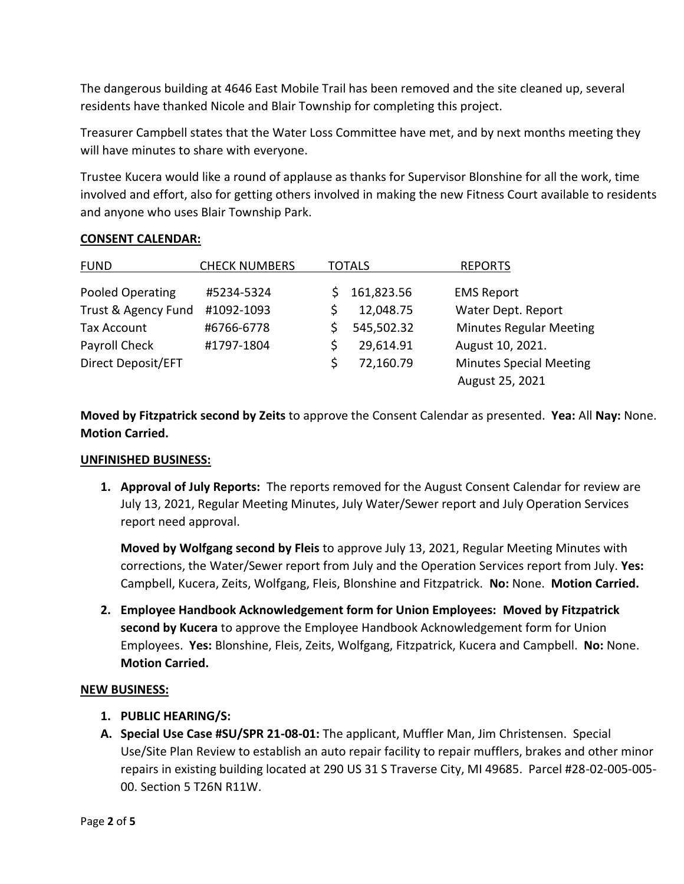The dangerous building at 4646 East Mobile Trail has been removed and the site cleaned up, several residents have thanked Nicole and Blair Township for completing this project.

Treasurer Campbell states that the Water Loss Committee have met, and by next months meeting they will have minutes to share with everyone.

Trustee Kucera would like a round of applause as thanks for Supervisor Blonshine for all the work, time involved and effort, also for getting others involved in making the new Fitness Court available to residents and anyone who uses Blair Township Park.

**CONSENT CALENDAR:**

| FUND | CHECK NUMBERS | TOTALS | REPORTS |
|---|---|---|---|
| Pooled Operating | #5234-5324 | $ 161,823.56 | EMS Report |
| Trust & Agency Fund | #1092-1093 | $ 12,048.75 | Water Dept. Report |
| Tax Account | #6766-6778 | $ 545,502.32 | Minutes Regular Meeting |
| Payroll Check | #1797-1804 | $ 29,614.91 | August 10, 2021. |
| Direct Deposit/EFT | | $ 72,160.79 | Minutes Special Meeting |
| | | | August 25, 2021 |

**Moved by Fitzpatrick second by Zeits** to approve the Consent Calendar as presented. **Yea:** All **Nay:** None. **Motion Carried.**

**UNFINISHED BUSINESS:**

1. **Approval of July Reports:** The reports removed for the August Consent Calendar for review are July 13, 2021, Regular Meeting Minutes, July Water/Sewer report and July Operation Services report need approval.

   **Moved by Wolfgang second by Fleis** to approve July 13, 2021, Regular Meeting Minutes with corrections, the Water/Sewer report from July and the Operation Services report from July. **Yes:** Campbell, Kucera, Zeits, Wolfgang, Fleis, Blonshine and Fitzpatrick. **No:** None. **Motion Carried.**

2. **Employee Handbook Acknowledgement form for Union Employees: Moved by Fitzpatrick second by Kucera** to approve the Employee Handbook Acknowledgement form for Union Employees. **Yes:** Blonshine, Fleis, Zeits, Wolfgang, Fitzpatrick, Kucera and Campbell. **No:** None. **Motion Carried.**

**NEW BUSINESS:**

1. **PUBLIC HEARING/S:**

A. **Special Use Case #SU/SPR 21-08-01:** The applicant, Muffler Man, Jim Christensen. Special Use/Site Plan Review to establish an auto repair facility to repair mufflers, brakes and other minor repairs in existing building located at 290 US 31 S Traverse City, MI 49685. Parcel #28-02-005-005-00. Section 5 T26N R11W.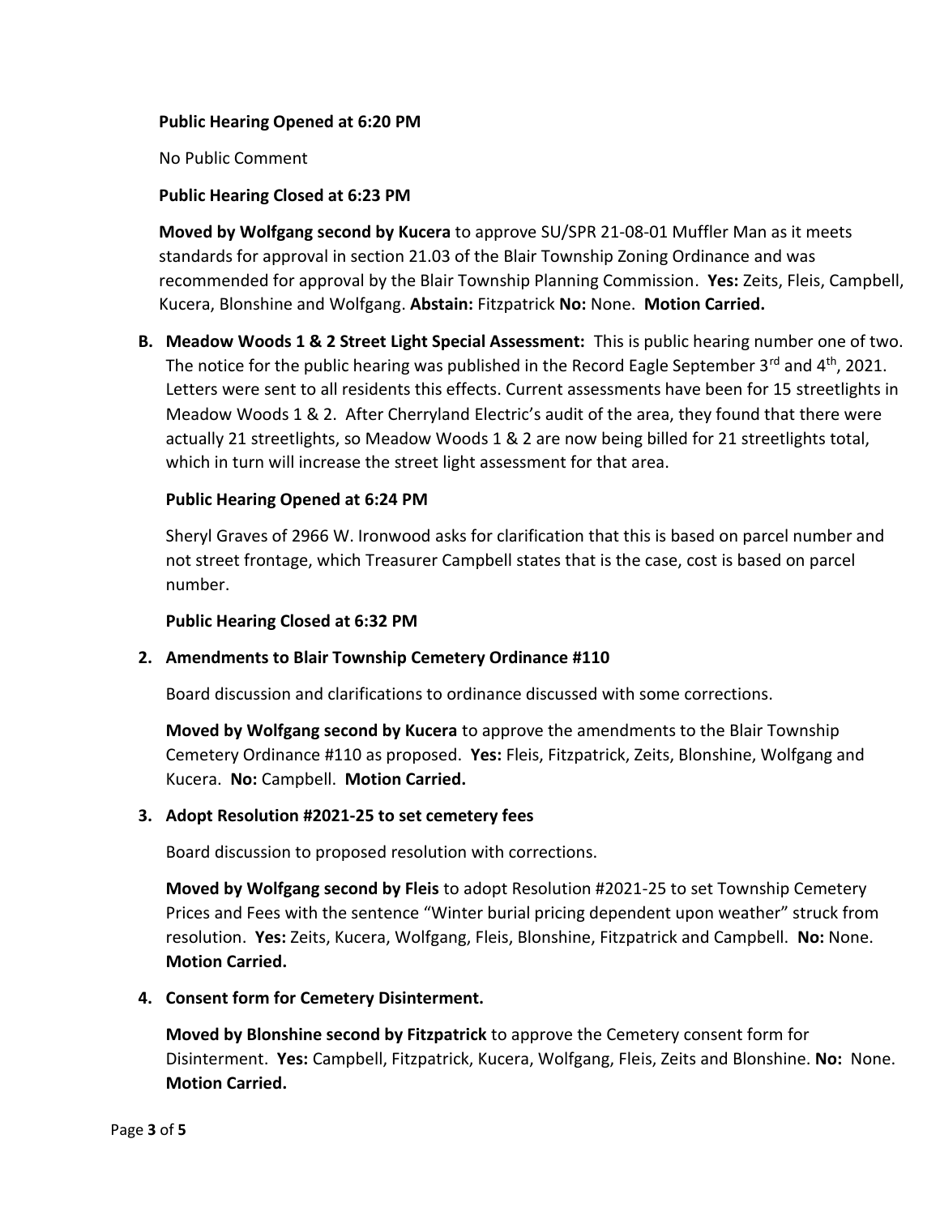**Public Hearing Opened at 6:20 PM**

No Public Comment

**Public Hearing Closed at 6:23 PM**

**Moved by Wolfgang second by Kucera** to approve SU/SPR 21-08-01 Muffler Man as it meets standards for approval in section 21.03 of the Blair Township Zoning Ordinance and was recommended for approval by the Blair Township Planning Commission. **Yes:** Zeits, Fleis, Campbell, Kucera, Blonshine and Wolfgang. **Abstain:** Fitzpatrick **No:** None. **Motion Carried.**

**B. Meadow Woods 1 & 2 Street Light Special Assessment:** This is public hearing number one of two. The notice for the public hearing was published in the Record Eagle September 3rd and 4th, 2021. Letters were sent to all residents this effects. Current assessments have been for 15 streetlights in Meadow Woods 1 & 2. After Cherryland Electric's audit of the area, they found that there were actually 21 streetlights, so Meadow Woods 1 & 2 are now being billed for 21 streetlights total, which in turn will increase the street light assessment for that area.

**Public Hearing Opened at 6:24 PM**

Sheryl Graves of 2966 W. Ironwood asks for clarification that this is based on parcel number and not street frontage, which Treasurer Campbell states that is the case, cost is based on parcel number.

**Public Hearing Closed at 6:32 PM**

**2. Amendments to Blair Township Cemetery Ordinance #110**

Board discussion and clarifications to ordinance discussed with some corrections.

**Moved by Wolfgang second by Kucera** to approve the amendments to the Blair Township Cemetery Ordinance #110 as proposed. **Yes:** Fleis, Fitzpatrick, Zeits, Blonshine, Wolfgang and Kucera. **No:** Campbell. **Motion Carried.**

**3. Adopt Resolution #2021-25 to set cemetery fees**

Board discussion to proposed resolution with corrections.

**Moved by Wolfgang second by Fleis** to adopt Resolution #2021-25 to set Township Cemetery Prices and Fees with the sentence "Winter burial pricing dependent upon weather" struck from resolution. **Yes:** Zeits, Kucera, Wolfgang, Fleis, Blonshine, Fitzpatrick and Campbell. **No:** None. **Motion Carried.**

**4. Consent form for Cemetery Disinterment.**

**Moved by Blonshine second by Fitzpatrick** to approve the Cemetery consent form for Disinterment. **Yes:** Campbell, Fitzpatrick, Kucera, Wolfgang, Fleis, Zeits and Blonshine. **No:** None. **Motion Carried.**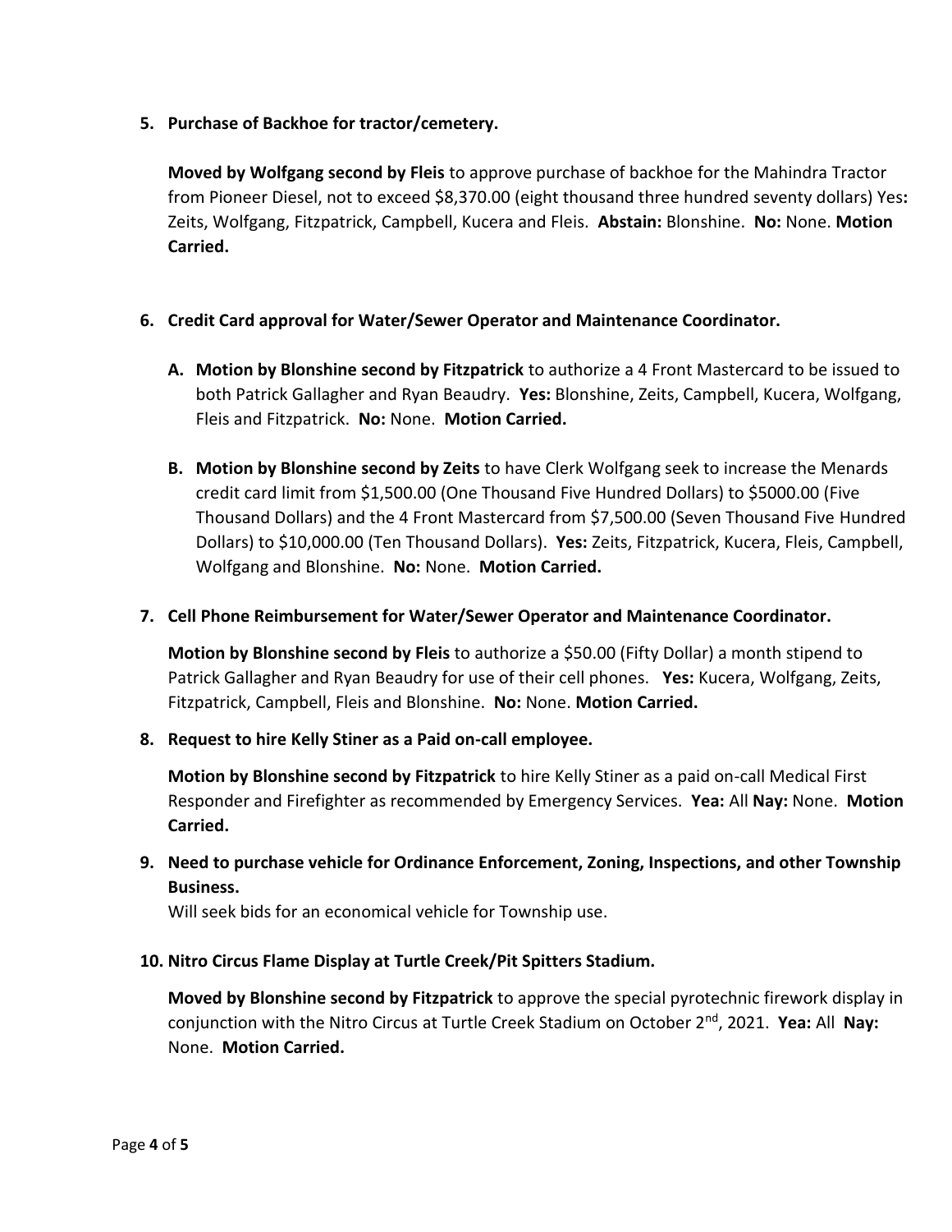5. **Purchase of Backhoe for tractor/cemetery.**

   **Moved by Wolfgang second by Fleis** to approve purchase of backhoe for the Mahindra Tractor from Pioneer Diesel, not to exceed $8,370.00 (eight thousand three hundred seventy dollars) Yes**:** Zeits, Wolfgang, Fitzpatrick, Campbell, Kucera and Fleis. **Abstain:** Blonshine. **No:** None. **Motion Carried.**

6. **Credit Card approval for Water/Sewer Operator and Maintenance Coordinator.**

   A. **Motion by Blonshine second by Fitzpatrick** to authorize a 4 Front Mastercard to be issued to both Patrick Gallagher and Ryan Beaudry. **Yes:** Blonshine, Zeits, Campbell, Kucera, Wolfgang, Fleis and Fitzpatrick. **No:** None. **Motion Carried.**

   B. **Motion by Blonshine second by Zeits** to have Clerk Wolfgang seek to increase the Menards credit card limit from $1,500.00 (One Thousand Five Hundred Dollars) to $5000.00 (Five Thousand Dollars) and the 4 Front Mastercard from $7,500.00 (Seven Thousand Five Hundred Dollars) to $10,000.00 (Ten Thousand Dollars). **Yes:** Zeits, Fitzpatrick, Kucera, Fleis, Campbell, Wolfgang and Blonshine. **No:** None. **Motion Carried.**

7. **Cell Phone Reimbursement for Water/Sewer Operator and Maintenance Coordinator.**

   **Motion by Blonshine second by Fleis** to authorize a $50.00 (Fifty Dollar) a month stipend to Patrick Gallagher and Ryan Beaudry for use of their cell phones. **Yes:** Kucera, Wolfgang, Zeits, Fitzpatrick, Campbell, Fleis and Blonshine. **No:** None. **Motion Carried.**

8. **Request to hire Kelly Stiner as a Paid on-call employee.**

   **Motion by Blonshine second by Fitzpatrick** to hire Kelly Stiner as a paid on-call Medical First Responder and Firefighter as recommended by Emergency Services. **Yea:** All **Nay:** None. **Motion Carried.**

9. **Need to purchase vehicle for Ordinance Enforcement, Zoning, Inspections, and other Township Business.**

   Will seek bids for an economical vehicle for Township use.

10. **Nitro Circus Flame Display at Turtle Creek/Pit Spitters Stadium.**

    **Moved by Blonshine second by Fitzpatrick** to approve the special pyrotechnic firework display in conjunction with the Nitro Circus at Turtle Creek Stadium on October 2nd, 2021. **Yea:** All **Nay:** None. **Motion Carried.**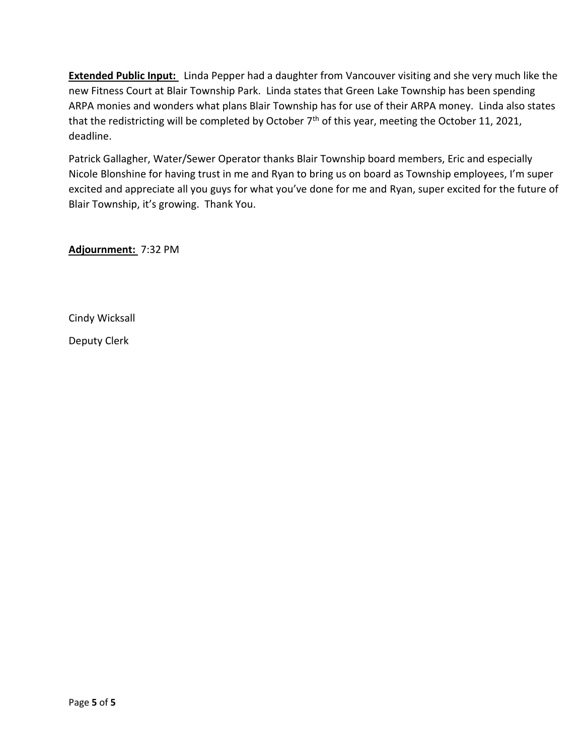**Extended Public Input:** Linda Pepper had a daughter from Vancouver visiting and she very much like the new Fitness Court at Blair Township Park. Linda states that Green Lake Township has been spending ARPA monies and wonders what plans Blair Township has for use of their ARPA money. Linda also states that the redistricting will be completed by October 7th of this year, meeting the October 11, 2021, deadline.

Patrick Gallagher, Water/Sewer Operator thanks Blair Township board members, Eric and especially Nicole Blonshine for having trust in me and Ryan to bring us on board as Township employees, I'm super excited and appreciate all you guys for what you've done for me and Ryan, super excited for the future of Blair Township, it's growing. Thank You.

**Adjournment:** 7:32 PM

Cindy Wicksall

Deputy Clerk